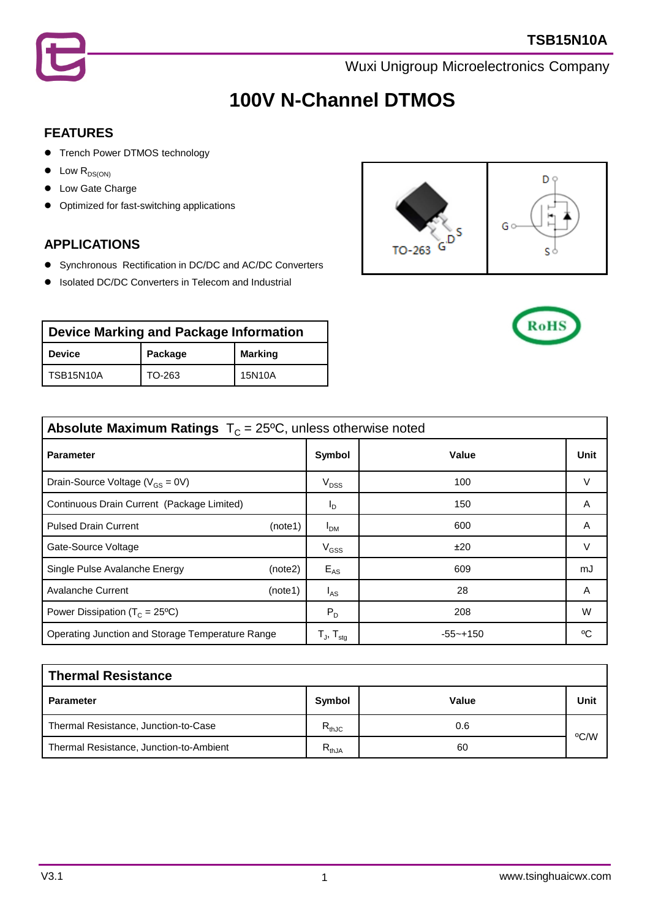TSB15N10A

Wuxi Unigroup Microelectronics Company

# 100V N-Channel DTMOS

## FEATURES

- Trench Power DTMOS technology
- Low $R_{DS(ON)}$
- Low Gate Charge
- Optimized for fast-switching applications

## APPLICATIONS

- Synchronous Rectification in DC/DC and AC/DC Converters
- Isolated DC/DC Converters in Telecom and Industrial

TO-263

G D S

D

G

S

RoHS

## Device Marking and Package Information

| Device | Package | Marking |
|---|---|---|
| TSB15N10A | TO-263 | 15N10A |

## Absolute Maximum Ratings $T_C$ = 25ºC, unless otherwise noted

| Parameter | Symbol | Value | Unit |
|---|---|---|---|
| Drain-Source Voltage ($V_{GS}$ = 0V) | $V_{DSS}$ | 100 | V |
| Continuous Drain Current (Package Limited) | $I_D$ | 150 | A |
| Pulsed Drain Current (note1) | $I_{DM}$ | 600 | A |
| Gate-Source Voltage | $V_{GSS}$ | ±20 | V |
| Single Pulse Avalanche Energy (note2) | $E_{AS}$ | 609 | mJ |
| Avalanche Current (note1) | $I_{AS}$ | 28 | A |
| Power Dissipation ($T_C$ = 25ºC) | $P_D$ | 208 | W |
| Operating Junction and Storage Temperature Range | $T_J$, $T_{stg}$ | -55~+150 | ºC |

## Thermal Resistance

| Parameter | Symbol | Value | Unit |
|---|---|---|---|
| Thermal Resistance, Junction-to-Case | $R_{thJC}$ | 0.6 | ºC/W |
| Thermal Resistance, Junction-to-Ambient | $R_{thJA}$ | 60 | ºC/W |

V3.1

www.tsinghuaicwx.com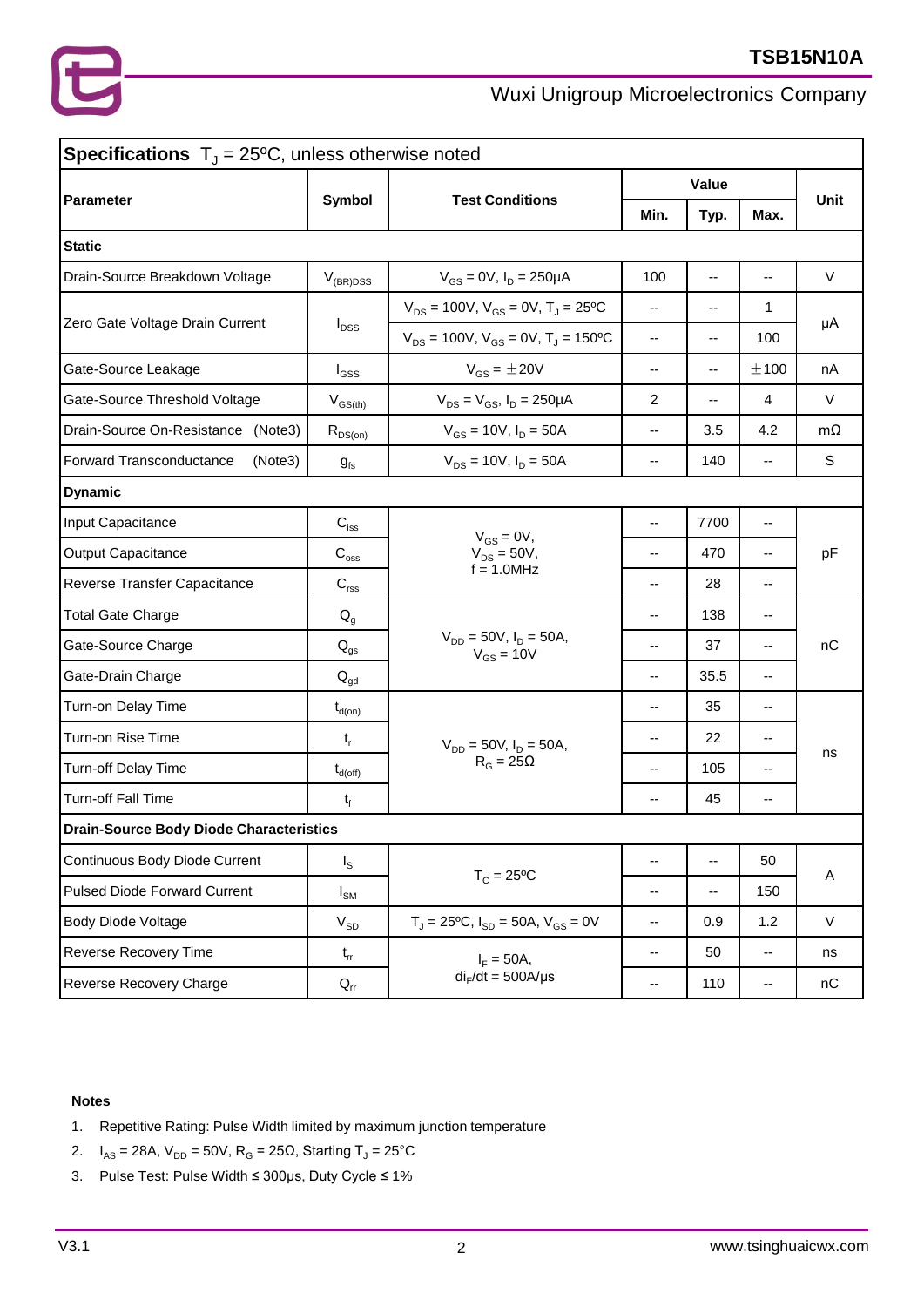## Specifications $T_J$ = 25ºC, unless otherwise noted

| Parameter | Symbol | Test Conditions | Value | | | Unit |
|---|---|---|---|---|---|---|
| | | | Min. | Typ. | Max. | |
| **Static** | | | | | | |
| Drain-Source Breakdown Voltage | $V_{(BR)DSS}$ | $V_{GS}$ = 0V, $I_D$ = 250μA | 100 | -- | -- | V |
| Zero Gate Voltage Drain Current | $I_{DSS}$ | $V_{DS}$ = 100V, $V_{GS}$ = 0V, $T_J$ = 25ºC | -- | -- | 1 | μA |
| | | $V_{DS}$ = 100V, $V_{GS}$ = 0V, $T_J$ = 150ºC | -- | -- | 100 | |
| Gate-Source Leakage | $I_{GSS}$ | $V_{GS}$ = ±20V | -- | -- | ±100 | nA |
| Gate-Source Threshold Voltage | $V_{GS(th)}$ | $V_{DS}$ = $V_{GS}$, $I_D$ = 250μA | 2 | -- | 4 | V |
| Drain-Source On-Resistance (Note3) | $R_{DS(on)}$ | $V_{GS}$ = 10V, $I_D$ = 50A | -- | 3.5 | 4.2 | mΩ |
| Forward Transconductance (Note3) | $g_{fs}$ | $V_{DS}$ = 10V, $I_D$ = 50A | -- | 140 | -- | S |
| **Dynamic** | | | | | | |
| Input Capacitance | $C_{iss}$ | $V_{GS}$ = 0V, $V_{DS}$ = 50V, f = 1.0MHz | -- | 7700 | -- | pF |
| Output Capacitance | $C_{oss}$ | | -- | 470 | -- | |
| Reverse Transfer Capacitance | $C_{rss}$ | | -- | 28 | -- | |
| Total Gate Charge | $Q_g$ | $V_{DD}$ = 50V, $I_D$ = 50A, $V_{GS}$ = 10V | -- | 138 | -- | nC |
| Gate-Source Charge | $Q_{gs}$ | | -- | 37 | -- | |
| Gate-Drain Charge | $Q_{gd}$ | | -- | 35.5 | -- | |
| Turn-on Delay Time | $t_{d(on)}$ | $V_{DD}$ = 50V, $I_D$ = 50A, $R_G$ = 25Ω | -- | 35 | -- | ns |
| Turn-on Rise Time | $t_r$ | | -- | 22 | -- | |
| Turn-off Delay Time | $t_{d(off)}$ | | -- | 105 | -- | |
| Turn-off Fall Time | $t_f$ | | -- | 45 | -- | |
| **Drain-Source Body Diode Characteristics** | | | | | | |
| Continuous Body Diode Current | $I_S$ | $T_C$ = 25ºC | -- | -- | 50 | A |
| Pulsed Diode Forward Current | $I_{SM}$ | | -- | -- | 150 | |
| Body Diode Voltage | $V_{SD}$ | $T_J$ = 25ºC, $I_{SD}$ = 50A, $V_{GS}$ = 0V | -- | 0.9 | 1.2 | V |
| Reverse Recovery Time | $t_{rr}$ | $I_F$ = 50A, $di_F/dt$ = 500A/μs | -- | 50 | -- | ns |
| Reverse Recovery Charge | $Q_{rr}$ | | -- | 110 | -- | nC |

**Notes**

1. Repetitive Rating: Pulse Width limited by maximum junction temperature
2. $I_{AS}$ = 28A, $V_{DD}$ = 50V, $R_G$ = 25Ω, Starting $T_J$ = 25°C
3. Pulse Test: Pulse Width ≤ 300μs, Duty Cycle ≤ 1%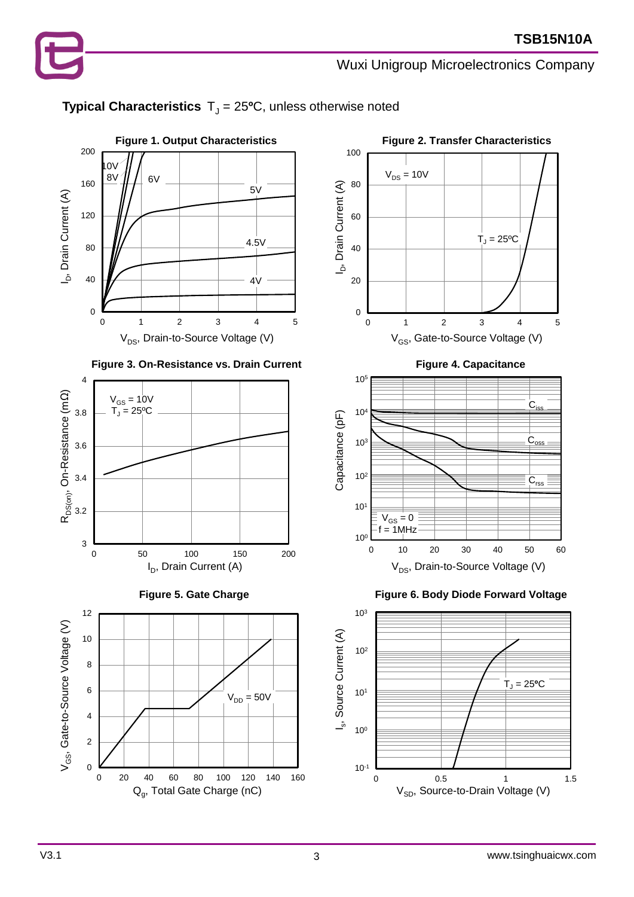**Typical Characteristics** $T_J$ = 25ºC, unless otherwise noted

**Figure 1. Output Characteristics**

$I_D$, Drain Current (A)

0
40
80
120
160
200

10V
8V
6V
5V
4.5V
4V

0 1 2 3 4 5

$V_{DS}$, Drain-to-Source Voltage (V)

**Figure 2. Transfer Characteristics**

$I_D$, Drain Current (A)

0
20
40
60
80
100

$V_{DS}$ = 10V

$T_J$ = 25ºC

0 1 2 3 4 5

$V_{GS}$, Gate-to-Source Voltage (V)

**Figure 3. On-Resistance vs. Drain Current**

$R_{DS(on)}$, On-Resistance (mΩ)

3
3.2
3.4
3.6
3.8
4

$V_{GS}$ = 10V
$T_J$ = 25ºC

0 50 100 150 200

$I_D$, Drain Current (A)

**Figure 4. Capacitance**

Capacitance (pF)

$10^0$
$10^1$
$10^2$
$10^3$
$10^4$
$10^5$

$C_{iss}$
$C_{oss}$
$C_{rss}$

$V_{GS}$ = 0
f = 1MHz

0 10 20 30 40 50 60

$V_{DS}$, Drain-to-Source Voltage (V)

**Figure 5. Gate Charge**

$V_{GS}$, Gate-to-Source Voltage (V)

0
2
4
6
8
10
12

$V_{DD}$ = 50V

0 20 40 60 80 100 120 140 160

$Q_g$, Total Gate Charge (nC)

**Figure 6. Body Diode Forward Voltage**

$I_s$, Source Current (A)

$10^{-1}$
$10^0$
$10^1$
$10^2$
$10^3$

$T_J$ = 25ºC

0 0.5 1 1.5

$V_{SD}$, Source-to-Drain Voltage (V)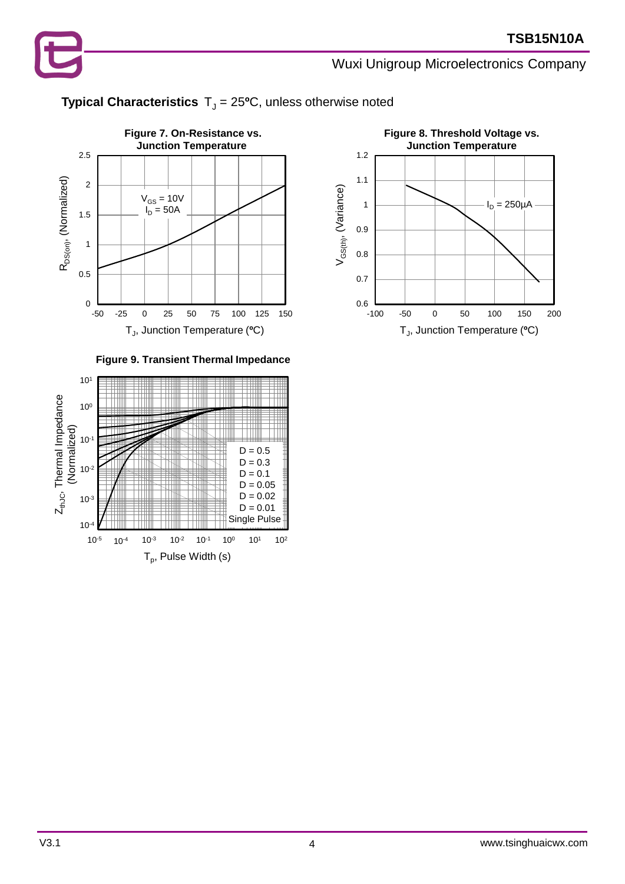## Typical Characteristics $T_J = 25°C$, unless otherwise noted

**Figure 7. On-Resistance vs. Junction Temperature**

$R_{DS(on)}$, (Normalized)

2.5
2
1.5
1
0.5
0

$V_{GS} = 10V$
$I_D = 50A$

-50 -25 0 25 50 75 100 125 150

$T_J$, Junction Temperature (°C)

**Figure 8. Threshold Voltage vs. Junction Temperature**

$V_{GS(th)}$, (Variance)

1.2
1.1
1
0.9
0.8
0.7
0.6

$I_D = 250\mu A$

-100 -50 0 50 100 150 200

$T_J$, Junction Temperature (°C)

**Figure 9. Transient Thermal Impedance**

$Z_{thJC}$, Thermal Impedance (Normalized)

$10^1$
$10^0$
$10^{-1}$
$10^{-2}$
$10^{-3}$
$10^{-4}$

D = 0.5
D = 0.3
D = 0.1
D = 0.05
D = 0.02
D = 0.01
Single Pulse

$10^{-5}$ $10^{-4}$ $10^{-3}$ $10^{-2}$ $10^{-1}$ $10^0$ $10^1$ $10^2$

$T_p$, Pulse Width (s)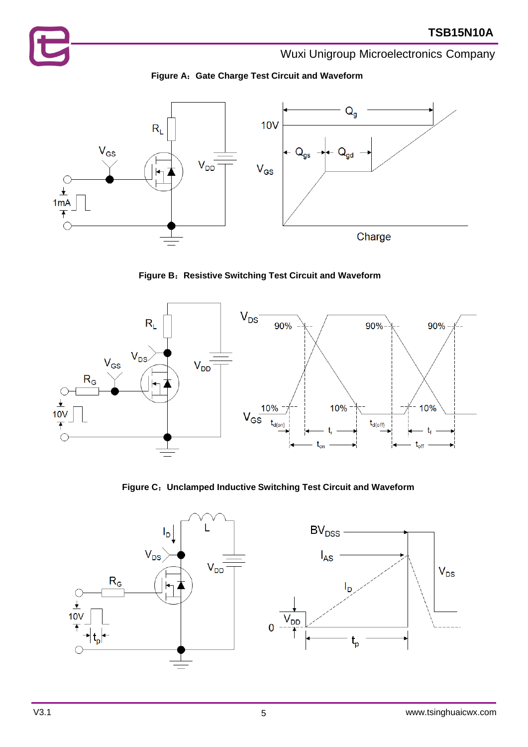**Figure A：Gate Charge Test Circuit and Waveform**

$R_L$

$V_{GS}$

$V_{DD}$

1mA

$Q_g$

10V

$Q_{gs}$

$Q_{gd}$

$V_{GS}$

Charge

**Figure B：Resistive Switching Test Circuit and Waveform**

$R_L$

$V_{DS}$

$V_{GS}$

$R_G$

$V_{DD}$

10V

$V_{DS}$

90%

90%

90%

10%

10%

10%

$V_{GS}$

$t_{d(on)}$

$t_r$

$t_{d(off)}$

$t_f$

$t_{on}$

$t_{off}$

**Figure C：Unclamped Inductive Switching Test Circuit and Waveform**

$I_D$

L

$V_{DS}$

$R_G$

$V_{DD}$

10V

$t_p$

$BV_{DSS}$

$I_{AS}$

$I_D$

$V_{DS}$

0

$V_{DD}$

$t_p$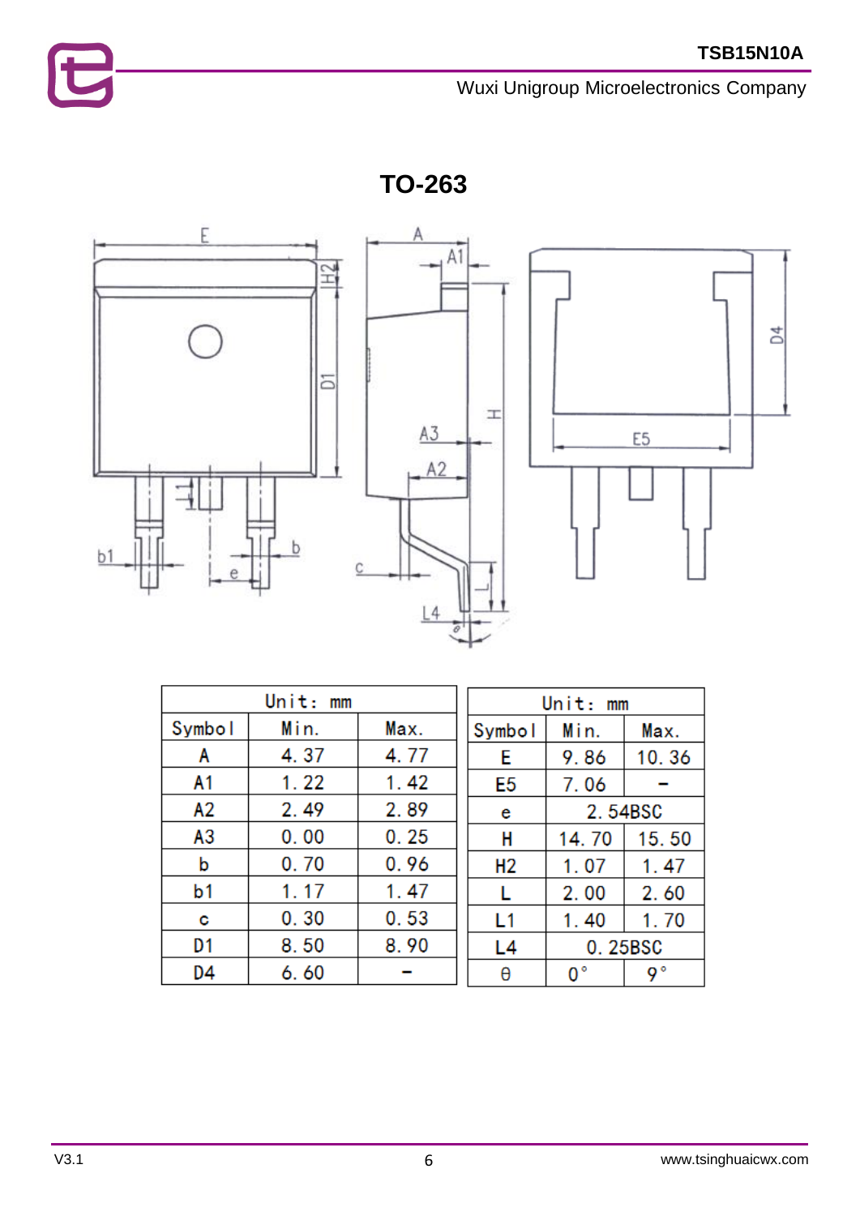# TO-263

E
A
A1
H2
D1
H
A3
A2
L1
b1
b
e
c
L
L4
θ
D4
E5

| Unit: mm | | |
|---|---|---|
| Symbol | Min. | Max. |
| A | 4.37 | 4.77 |
| A1 | 1.22 | 1.42 |
| A2 | 2.49 | 2.89 |
| A3 | 0.00 | 0.25 |
| b | 0.70 | 0.96 |
| b1 | 1.17 | 1.47 |
| c | 0.30 | 0.53 |
| D1 | 8.50 | 8.90 |
| D4 | 6.60 | - |

| Unit: mm | | |
|---|---|---|
| Symbol | Min. | Max. |
| E | 9.86 | 10.36 |
| E5 | 7.06 | - |
| e | 2.54BSC | |
| H | 14.70 | 15.50 |
| H2 | 1.07 | 1.47 |
| L | 2.00 | 2.60 |
| L1 | 1.40 | 1.70 |
| L4 | 0.25BSC | |
| θ | 0° | 9° |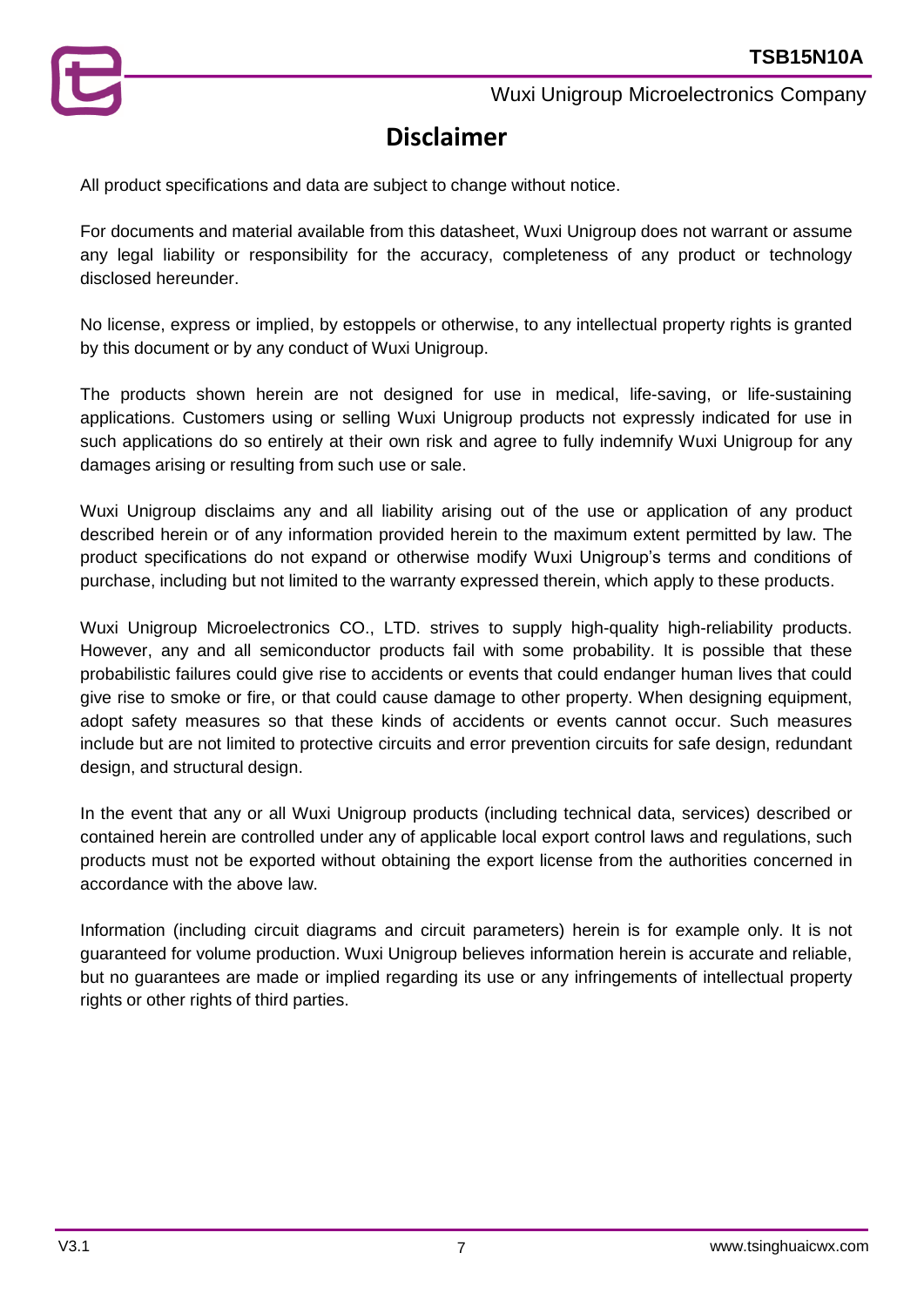# Disclaimer

All product specifications and data are subject to change without notice.

For documents and material available from this datasheet, Wuxi Unigroup does not warrant or assume any legal liability or responsibility for the accuracy, completeness of any product or technology disclosed hereunder.

No license, express or implied, by estoppels or otherwise, to any intellectual property rights is granted by this document or by any conduct of Wuxi Unigroup.

The products shown herein are not designed for use in medical, life-saving, or life-sustaining applications. Customers using or selling Wuxi Unigroup products not expressly indicated for use in such applications do so entirely at their own risk and agree to fully indemnify Wuxi Unigroup for any damages arising or resulting from such use or sale.

Wuxi Unigroup disclaims any and all liability arising out of the use or application of any product described herein or of any information provided herein to the maximum extent permitted by law. The product specifications do not expand or otherwise modify Wuxi Unigroup's terms and conditions of purchase, including but not limited to the warranty expressed therein, which apply to these products.

Wuxi Unigroup Microelectronics CO., LTD. strives to supply high-quality high-reliability products. However, any and all semiconductor products fail with some probability. It is possible that these probabilistic failures could give rise to accidents or events that could endanger human lives that could give rise to smoke or fire, or that could cause damage to other property. When designing equipment, adopt safety measures so that these kinds of accidents or events cannot occur. Such measures include but are not limited to protective circuits and error prevention circuits for safe design, redundant design, and structural design.

In the event that any or all Wuxi Unigroup products (including technical data, services) described or contained herein are controlled under any of applicable local export control laws and regulations, such products must not be exported without obtaining the export license from the authorities concerned in accordance with the above law.

Information (including circuit diagrams and circuit parameters) herein is for example only. It is not guaranteed for volume production. Wuxi Unigroup believes information herein is accurate and reliable, but no guarantees are made or implied regarding its use or any infringements of intellectual property rights or other rights of third parties.